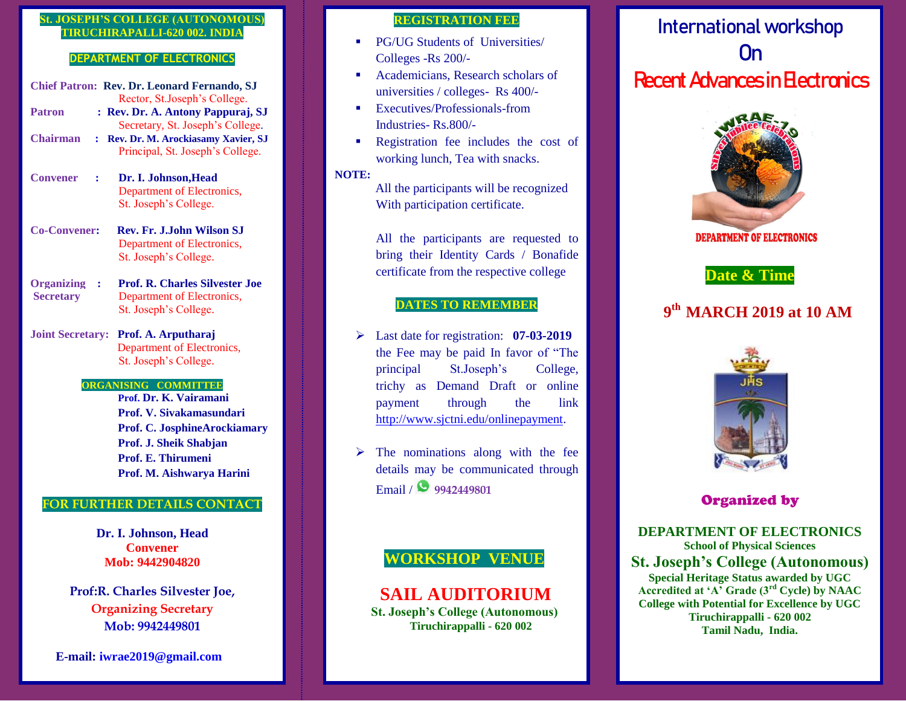**St. JOSEPH'S COLLEGE (AUTONOMOUS)**
**TIRUCHIRAPALLI-620 002. INDIA**

**DEPARTMENT OF ELECTRONICS**

**Chief Patron:** **Rev. Dr. Leonard Fernando, SJ**
Rector, St.Joseph's College.

**Patron** : **Rev. Dr. A. Antony Pappuraj, SJ**
Secretary, St. Joseph's College.

**Chairman** : **Rev. Dr. M. Arockiasamy Xavier, SJ**
Principal, St. Joseph's College.

**Convener** : **Dr. I. Johnson,Head**
Department of Electronics,
St. Joseph's College.

**Co-Convener:** **Rev. Fr. J.John Wilson SJ**
Department of Electronics,
St. Joseph's College.

**Organizing Secretary** : **Prof. R. Charles Silvester Joe**
Department of Electronics,
St. Joseph's College.

**Joint Secretary:** **Prof. A. Arputharaj**
Department of Electronics,
St. Joseph's College.

**ORGANISING COMMITTEE**

**Prof. Dr. K. Vairamani**
**Prof. V. Sivakamasundari**
**Prof. C. JosphineArockiamary**
**Prof. J. Sheik Shabjan**
**Prof. E. Thirumeni**
**Prof. M. Aishwarya Harini**

**FOR FURTHER DETAILS CONTACT**

**Dr. I. Johnson, Head**
**Convener**
**Mob: 9442904820**

**Prof:R. Charles Silvester Joe,**
**Organizing Secretary**
**Mob: 9942449801**

**E-mail: iwrae2019@gmail.com**

**REGISTRATION FEE**

- PG/UG Students of Universities/ Colleges -Rs 200/-
- Academicians, Research scholars of universities / colleges- Rs 400/-
- Executives/Professionals-from Industries- Rs.800/-
- Registration fee includes the cost of working lunch, Tea with snacks.

**NOTE:**

All the participants will be recognized With participation certificate.

All the participants are requested to bring their Identity Cards / Bonafide certificate from the respective college

**DATES TO REMEMBER**

- Last date for registration: **07-03-2019** the Fee may be paid In favor of "The principal St.Joseph's College, trichy as Demand Draft or online payment through the link http://www.sjctni.edu/onlinepayment.
- The nominations along with the fee details may be communicated through Email / **9942449801**

**WORKSHOP VENUE**

**SAIL AUDITORIUM**
**St. Joseph's College (Autonomous)**
**Tiruchirappalli - 620 002**

# International workshop On Recent Advances in Electronics

IWRAE-19 Silver Jubilee Celebrations

**DEPARTMENT OF ELECTRONICS**

**Date & Time**

**9th MARCH 2019 at 10 AM**

**Organized by**

**DEPARTMENT OF ELECTRONICS**
**School of Physical Sciences**
**St. Joseph's College (Autonomous)**
**Special Heritage Status awarded by UGC**
**Accredited at 'A' Grade (3rd Cycle) by NAAC**
**College with Potential for Excellence by UGC**
**Tiruchirappalli - 620 002**
**Tamil Nadu, India.**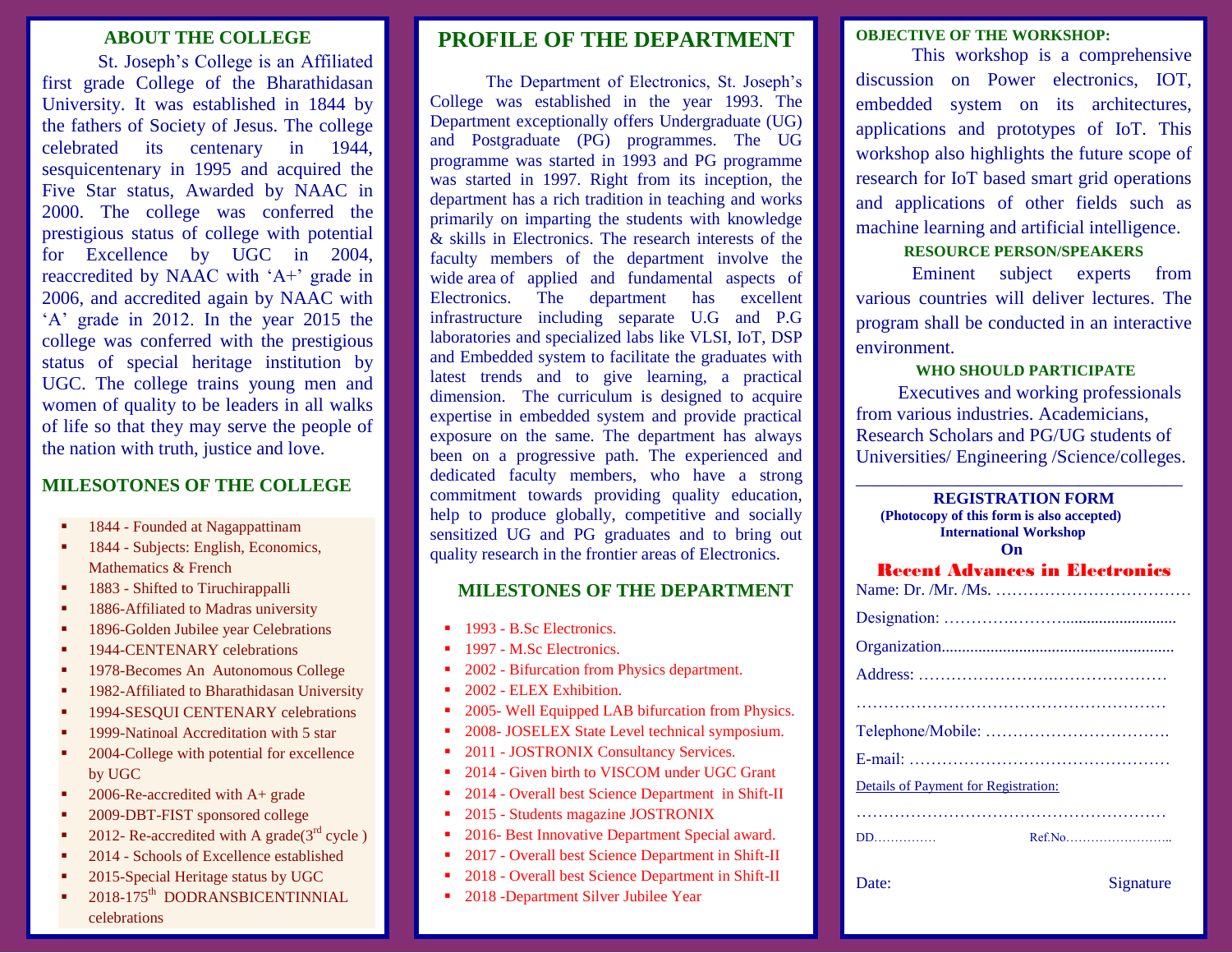## ABOUT THE COLLEGE

St. Joseph's College is an Affiliated first grade College of the Bharathidasan University. It was established in 1844 by the fathers of Society of Jesus. The college celebrated its centenary in 1944, sesquicentenary in 1995 and acquired the Five Star status, Awarded by NAAC in 2000. The college was conferred the prestigious status of college with potential for Excellence by UGC in 2004, reaccredited by NAAC with 'A+' grade in 2006, and accredited again by NAAC with 'A' grade in 2012. In the year 2015 the college was conferred with the prestigious status of special heritage institution by UGC. The college trains young men and women of quality to be leaders in all walks of life so that they may serve the people of the nation with truth, justice and love.

## MILESOTONES OF THE COLLEGE

- 1844 - Founded at Nagapattinam
- 1844 - Subjects: English, Economics, Mathematics & French
- 1883 - Shifted to Tiruchirappalli
- 1886-Affiliated to Madras university
- 1896-Golden Jubilee year Celebrations
- 1944-CENTENARY celebrations
- 1978-Becomes An Autonomous College
- 1982-Affiliated to Bharathidasan University
- 1994-SESQUI CENTENARY celebrations
- 1999-Natinoal Accreditation with 5 star
- 2004-College with potential for excellence by UGC
- 2006-Re-accredited with A+ grade
- 2009-DBT-FIST sponsored college
- 2012- Re-accredited with A grade(3rd cycle )
- 2014 - Schools of Excellence established
- 2015-Special Heritage status by UGC
- 2018-175th DODRANSBICENTINNIAL celebrations

## PROFILE OF THE DEPARTMENT

The Department of Electronics, St. Joseph's College was established in the year 1993. The Department exceptionally offers Undergraduate (UG) and Postgraduate (PG) programmes. The UG programme was started in 1993 and PG programme was started in 1997. Right from its inception, the department has a rich tradition in teaching and works primarily on imparting the students with knowledge & skills in Electronics. The research interests of the faculty members of the department involve the wide area of applied and fundamental aspects of Electronics. The department has excellent infrastructure including separate U.G and P.G laboratories and specialized labs like VLSI, IoT, DSP and Embedded system to facilitate the graduates with latest trends and to give learning, a practical dimension. The curriculum is designed to acquire expertise in embedded system and provide practical exposure on the same. The department has always been on a progressive path. The experienced and dedicated faculty members, who have a strong commitment towards providing quality education, help to produce globally, competitive and socially sensitized UG and PG graduates and to bring out quality research in the frontier areas of Electronics.

## MILESTONES OF THE DEPARTMENT

- 1993 - B.Sc Electronics.
- 1997 - M.Sc Electronics.
- 2002 - Bifurcation from Physics department.
- 2002 - ELEX Exhibition.
- 2005- Well Equipped LAB bifurcation from Physics.
- 2008- JOSELEX State Level technical symposium.
- 2011 - JOSTRONIX Consultancy Services.
- 2014 - Given birth to VISCOM under UGC Grant
- 2014 - Overall best Science Department in Shift-II
- 2015 - Students magazine JOSTRONIX
- 2016- Best Innovative Department Special award.
- 2017 - Overall best Science Department in Shift-II
- 2018 - Overall best Science Department in Shift-II
- 2018 -Department Silver Jubilee Year

## OBJECTIVE OF THE WORKSHOP:

This workshop is a comprehensive discussion on Power electronics, IOT, embedded system on its architectures, applications and prototypes of IoT. This workshop also highlights the future scope of research for IoT based smart grid operations and applications of other fields such as machine learning and artificial intelligence.

### RESOURCE PERSON/SPEAKERS

Eminent subject experts from various countries will deliver lectures. The program shall be conducted in an interactive environment.

### WHO SHOULD PARTICIPATE

Executives and working professionals from various industries. Academicians, Research Scholars and PG/UG students of Universities/ Engineering /Science/colleges.

---

**REGISTRATION FORM**
**(Photocopy of this form is also accepted)**
**International Workshop**
**On**
**Recent Advances in Electronics**

Name: Dr. /Mr. /Ms. ………………………………

Designation: ……………………...........................

Organization........................................................

Address: ………………………………………

………………………………………………

Telephone/Mobile: …………………………….

E-mail: ………………………………………

Details of Payment for Registration:

………………………………………………

DD…………… Ref.No……………………..

Date: Signature